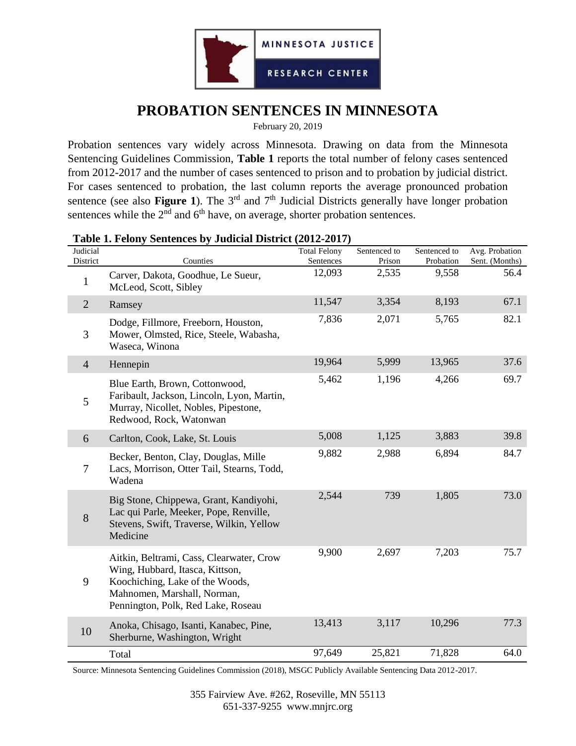# PROBATION SENTENCES IN MINNESOTA

February 20, 2019

Probation sentences vary widely across Minnesota. Drawing on data from the Minnesota Sentencing Guidelines Commission, **Table 1** reports the total number of felony cases sentenced from 2012-2017 and the number of cases sentenced to prison and to probation by judicial district. For cases sentenced to probation, the last column reports the average pronounced probation sentence (see also **Figure 1**). The 3rd and 7th Judicial Districts generally have longer probation sentences while the 2nd and 6th have, on average, shorter probation sentences.

**Table 1. Felony Sentences by Judicial District (2012-2017)**

| Judicial District | Counties | Total Felony Sentences | Sentenced to Prison | Sentenced to Probation | Avg. Probation Sent. (Months) |
|---|---|---|---|---|---|
| 1 | Carver, Dakota, Goodhue, Le Sueur, McLeod, Scott, Sibley | 12,093 | 2,535 | 9,558 | 56.4 |
| 2 | Ramsey | 11,547 | 3,354 | 8,193 | 67.1 |
| 3 | Dodge, Fillmore, Freeborn, Houston, Mower, Olmsted, Rice, Steele, Wabasha, Waseca, Winona | 7,836 | 2,071 | 5,765 | 82.1 |
| 4 | Hennepin | 19,964 | 5,999 | 13,965 | 37.6 |
| 5 | Blue Earth, Brown, Cottonwood, Faribault, Jackson, Lincoln, Lyon, Martin, Murray, Nicollet, Nobles, Pipestone, Redwood, Rock, Watonwan | 5,462 | 1,196 | 4,266 | 69.7 |
| 6 | Carlton, Cook, Lake, St. Louis | 5,008 | 1,125 | 3,883 | 39.8 |
| 7 | Becker, Benton, Clay, Douglas, Mille Lacs, Morrison, Otter Tail, Stearns, Todd, Wadena | 9,882 | 2,988 | 6,894 | 84.7 |
| 8 | Big Stone, Chippewa, Grant, Kandiyohi, Lac qui Parle, Meeker, Pope, Renville, Stevens, Swift, Traverse, Wilkin, Yellow Medicine | 2,544 | 739 | 1,805 | 73.0 |
| 9 | Aitkin, Beltrami, Cass, Clearwater, Crow Wing, Hubbard, Itasca, Kittson, Koochiching, Lake of the Woods, Mahnomen, Marshall, Norman, Pennington, Polk, Red Lake, Roseau | 9,900 | 2,697 | 7,203 | 75.7 |
| 10 | Anoka, Chisago, Isanti, Kanabec, Pine, Sherburne, Washington, Wright | 13,413 | 3,117 | 10,296 | 77.3 |
| | Total | 97,649 | 25,821 | 71,828 | 64.0 |

Source: Minnesota Sentencing Guidelines Commission (2018), MSGC Publicly Available Sentencing Data 2012-2017.

355 Fairview Ave. #262, Roseville, MN 55113
651-337-9255 www.mnjrc.org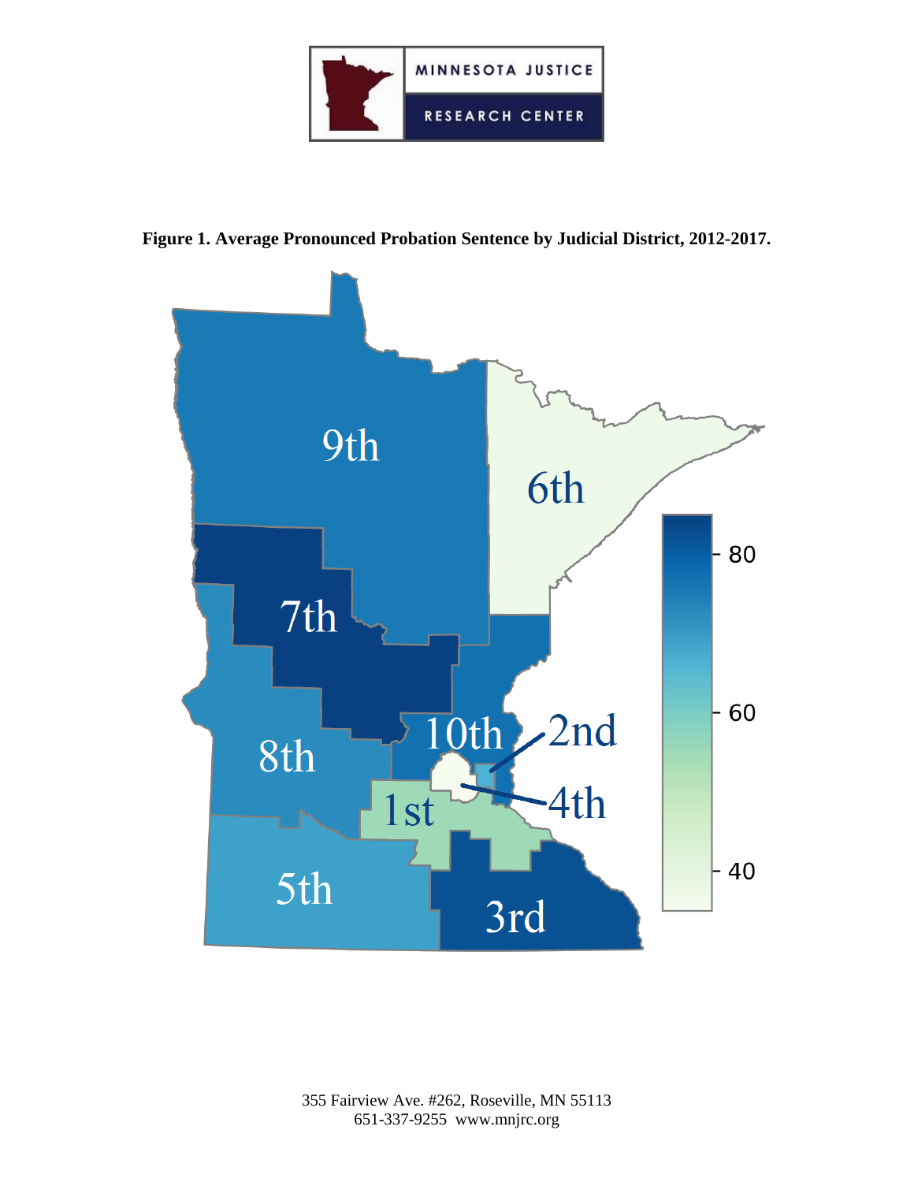**Figure 1. Average Pronounced Probation Sentence by Judicial District, 2012-2017.**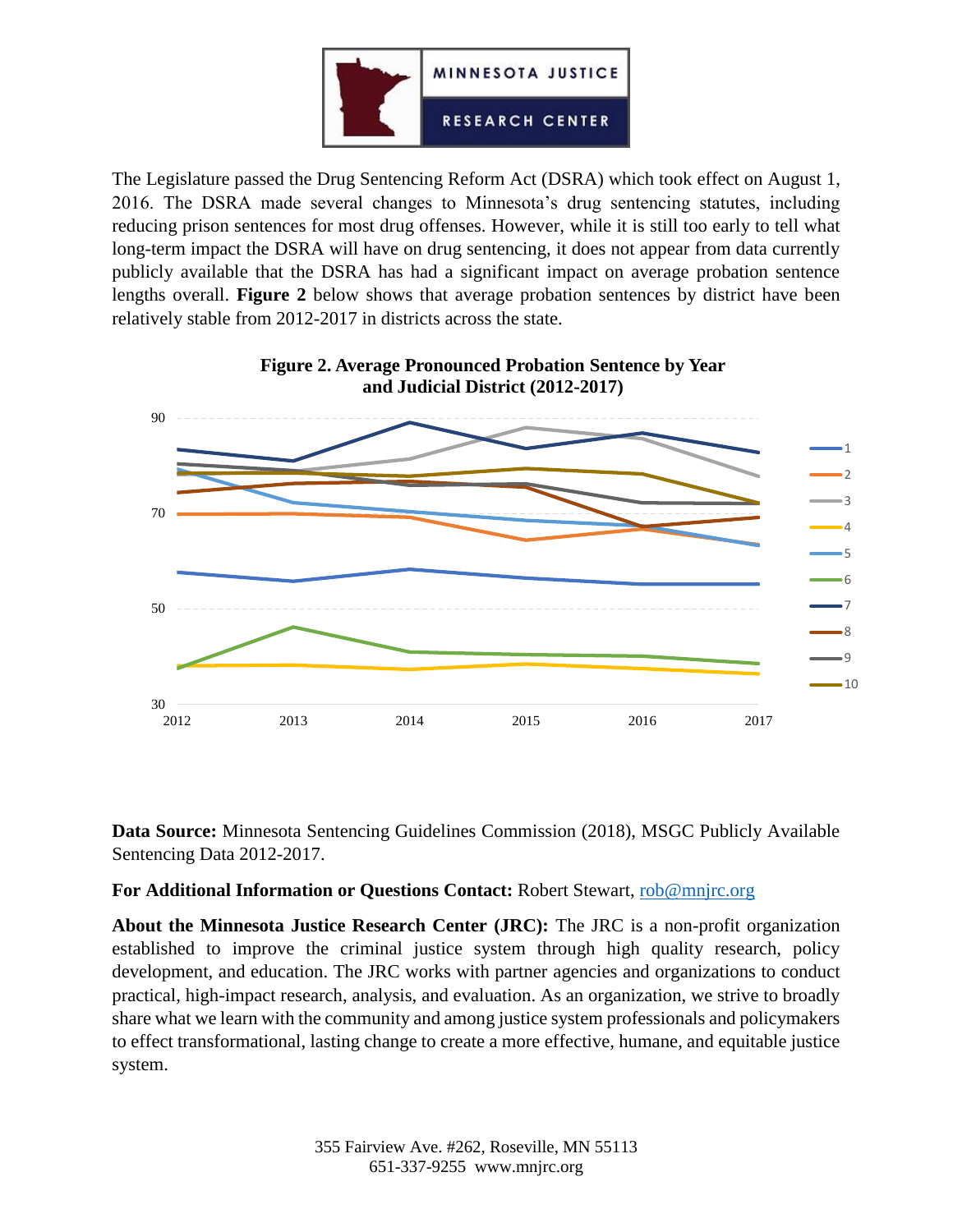The Legislature passed the Drug Sentencing Reform Act (DSRA) which took effect on August 1, 2016. The DSRA made several changes to Minnesota's drug sentencing statutes, including reducing prison sentences for most drug offenses. However, while it is still too early to tell what long-term impact the DSRA will have on drug sentencing, it does not appear from data currently publicly available that the DSRA has had a significant impact on average probation sentence lengths overall. **Figure 2** below shows that average probation sentences by district have been relatively stable from 2012-2017 in districts across the state.

**Figure 2. Average Pronounced Probation Sentence by Year and Judicial District (2012-2017)**

90
70
50
30
2012
2013
2014
2015
2016
2017
1
2
3
4
5
6
7
8
9
10

**Data Source:** Minnesota Sentencing Guidelines Commission (2018), MSGC Publicly Available Sentencing Data 2012-2017.

**For Additional Information or Questions Contact:** Robert Stewart, rob@mnjrc.org

**About the Minnesota Justice Research Center (JRC):** The JRC is a non-profit organization established to improve the criminal justice system through high quality research, policy development, and education. The JRC works with partner agencies and organizations to conduct practical, high-impact research, analysis, and evaluation. As an organization, we strive to broadly share what we learn with the community and among justice system professionals and policymakers to effect transformational, lasting change to create a more effective, humane, and equitable justice system.

355 Fairview Ave. #262, Roseville, MN 55113
651-337-9255 www.mnjrc.org